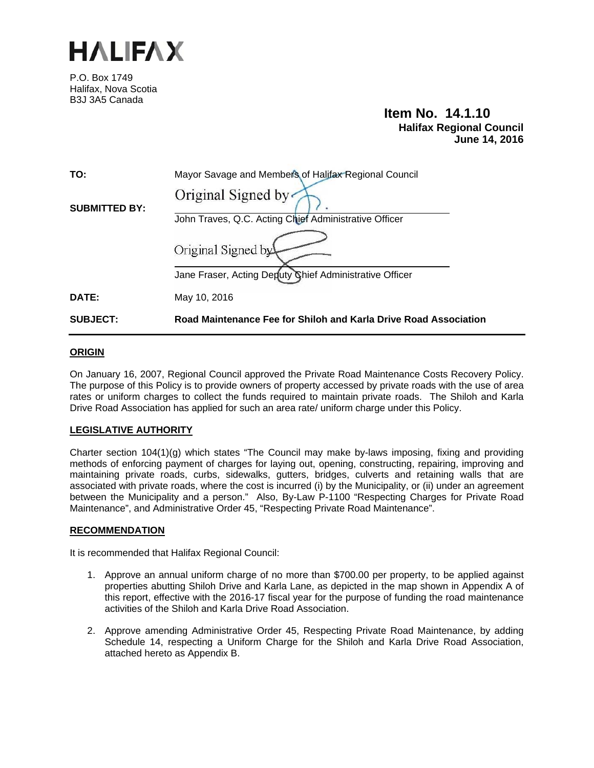# HALIFAX

P.O. Box 1749
Halifax, Nova Scotia
B3J 3A5 Canada

**Item No. 14.1.10**
**Halifax Regional Council**
**June 14, 2016**

| | |
|---|---|
| **TO:** | Mayor Savage and Members of Halifax Regional Council |
| **SUBMITTED BY:** | Original Signed by<br>John Traves, Q.C. Acting Chief Administrative Officer<br><br>Original Signed by<br>Jane Fraser, Acting Deputy Chief Administrative Officer |
| **DATE:** | May 10, 2016 |
| **SUBJECT:** | **Road Maintenance Fee for Shiloh and Karla Drive Road Association** |

## ORIGIN

On January 16, 2007, Regional Council approved the Private Road Maintenance Costs Recovery Policy. The purpose of this Policy is to provide owners of property accessed by private roads with the use of area rates or uniform charges to collect the funds required to maintain private roads. The Shiloh and Karla Drive Road Association has applied for such an area rate/ uniform charge under this Policy.

## LEGISLATIVE AUTHORITY

Charter section 104(1)(g) which states "The Council may make by-laws imposing, fixing and providing methods of enforcing payment of charges for laying out, opening, constructing, repairing, improving and maintaining private roads, curbs, sidewalks, gutters, bridges, culverts and retaining walls that are associated with private roads, where the cost is incurred (i) by the Municipality, or (ii) under an agreement between the Municipality and a person." Also, By-Law P-1100 "Respecting Charges for Private Road Maintenance", and Administrative Order 45, "Respecting Private Road Maintenance".

## RECOMMENDATION

It is recommended that Halifax Regional Council:

1. Approve an annual uniform charge of no more than $700.00 per property, to be applied against properties abutting Shiloh Drive and Karla Lane, as depicted in the map shown in Appendix A of this report, effective with the 2016-17 fiscal year for the purpose of funding the road maintenance activities of the Shiloh and Karla Drive Road Association.

2. Approve amending Administrative Order 45, Respecting Private Road Maintenance, by adding Schedule 14, respecting a Uniform Charge for the Shiloh and Karla Drive Road Association, attached hereto as Appendix B.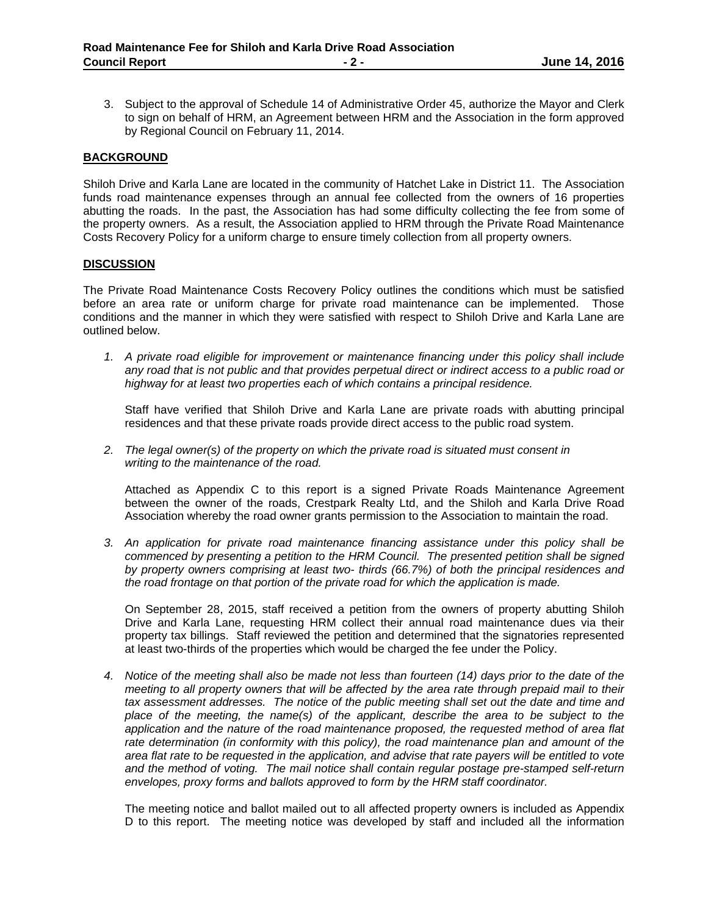3. Subject to the approval of Schedule 14 of Administrative Order 45, authorize the Mayor and Clerk to sign on behalf of HRM, an Agreement between HRM and the Association in the form approved by Regional Council on February 11, 2014.

## BACKGROUND

Shiloh Drive and Karla Lane are located in the community of Hatchet Lake in District 11. The Association funds road maintenance expenses through an annual fee collected from the owners of 16 properties abutting the roads. In the past, the Association has had some difficulty collecting the fee from some of the property owners. As a result, the Association applied to HRM through the Private Road Maintenance Costs Recovery Policy for a uniform charge to ensure timely collection from all property owners.

## DISCUSSION

The Private Road Maintenance Costs Recovery Policy outlines the conditions which must be satisfied before an area rate or uniform charge for private road maintenance can be implemented. Those conditions and the manner in which they were satisfied with respect to Shiloh Drive and Karla Lane are outlined below.

1. *A private road eligible for improvement or maintenance financing under this policy shall include any road that is not public and that provides perpetual direct or indirect access to a public road or highway for at least two properties each of which contains a principal residence.*

   Staff have verified that Shiloh Drive and Karla Lane are private roads with abutting principal residences and that these private roads provide direct access to the public road system.

2. *The legal owner(s) of the property on which the private road is situated must consent in writing to the maintenance of the road.*

   Attached as Appendix C to this report is a signed Private Roads Maintenance Agreement between the owner of the roads, Crestpark Realty Ltd, and the Shiloh and Karla Drive Road Association whereby the road owner grants permission to the Association to maintain the road.

3. *An application for private road maintenance financing assistance under this policy shall be commenced by presenting a petition to the HRM Council. The presented petition shall be signed by property owners comprising at least two- thirds (66.7%) of both the principal residences and the road frontage on that portion of the private road for which the application is made.*

   On September 28, 2015, staff received a petition from the owners of property abutting Shiloh Drive and Karla Lane, requesting HRM collect their annual road maintenance dues via their property tax billings. Staff reviewed the petition and determined that the signatories represented at least two-thirds of the properties which would be charged the fee under the Policy.

4. *Notice of the meeting shall also be made not less than fourteen (14) days prior to the date of the meeting to all property owners that will be affected by the area rate through prepaid mail to their tax assessment addresses. The notice of the public meeting shall set out the date and time and place of the meeting, the name(s) of the applicant, describe the area to be subject to the application and the nature of the road maintenance proposed, the requested method of area flat rate determination (in conformity with this policy), the road maintenance plan and amount of the area flat rate to be requested in the application, and advise that rate payers will be entitled to vote and the method of voting. The mail notice shall contain regular postage pre-stamped self-return envelopes, proxy forms and ballots approved to form by the HRM staff coordinator.*

   The meeting notice and ballot mailed out to all affected property owners is included as Appendix D to this report. The meeting notice was developed by staff and included all the information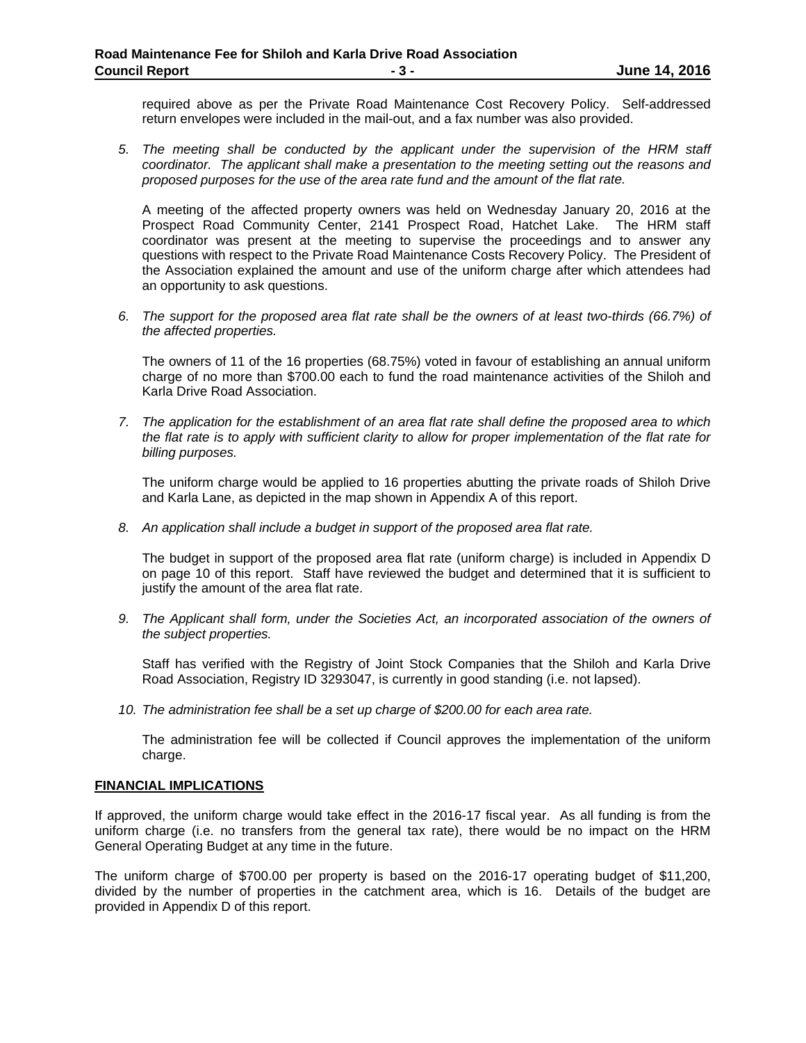required above as per the Private Road Maintenance Cost Recovery Policy. Self-addressed return envelopes were included in the mail-out, and a fax number was also provided.

5. *The meeting shall be conducted by the applicant under the supervision of the HRM staff coordinator. The applicant shall make a presentation to the meeting setting out the reasons and proposed purposes for the use of the area rate fund and the amount of the flat rate.*

   A meeting of the affected property owners was held on Wednesday January 20, 2016 at the Prospect Road Community Center, 2141 Prospect Road, Hatchet Lake. The HRM staff coordinator was present at the meeting to supervise the proceedings and to answer any questions with respect to the Private Road Maintenance Costs Recovery Policy. The President of the Association explained the amount and use of the uniform charge after which attendees had an opportunity to ask questions.

6. *The support for the proposed area flat rate shall be the owners of at least two-thirds (66.7%) of the affected properties.*

   The owners of 11 of the 16 properties (68.75%) voted in favour of establishing an annual uniform charge of no more than $700.00 each to fund the road maintenance activities of the Shiloh and Karla Drive Road Association.

7. *The application for the establishment of an area flat rate shall define the proposed area to which the flat rate is to apply with sufficient clarity to allow for proper implementation of the flat rate for billing purposes.*

   The uniform charge would be applied to 16 properties abutting the private roads of Shiloh Drive and Karla Lane, as depicted in the map shown in Appendix A of this report.

8. *An application shall include a budget in support of the proposed area flat rate.*

   The budget in support of the proposed area flat rate (uniform charge) is included in Appendix D on page 10 of this report. Staff have reviewed the budget and determined that it is sufficient to justify the amount of the area flat rate.

9. *The Applicant shall form, under the Societies Act, an incorporated association of the owners of the subject properties.*

   Staff has verified with the Registry of Joint Stock Companies that the Shiloh and Karla Drive Road Association, Registry ID 3293047, is currently in good standing (i.e. not lapsed).

10. *The administration fee shall be a set up charge of $200.00 for each area rate.*

    The administration fee will be collected if Council approves the implementation of the uniform charge.

## FINANCIAL IMPLICATIONS

If approved, the uniform charge would take effect in the 2016-17 fiscal year. As all funding is from the uniform charge (i.e. no transfers from the general tax rate), there would be no impact on the HRM General Operating Budget at any time in the future.

The uniform charge of $700.00 per property is based on the 2016-17 operating budget of $11,200, divided by the number of properties in the catchment area, which is 16. Details of the budget are provided in Appendix D of this report.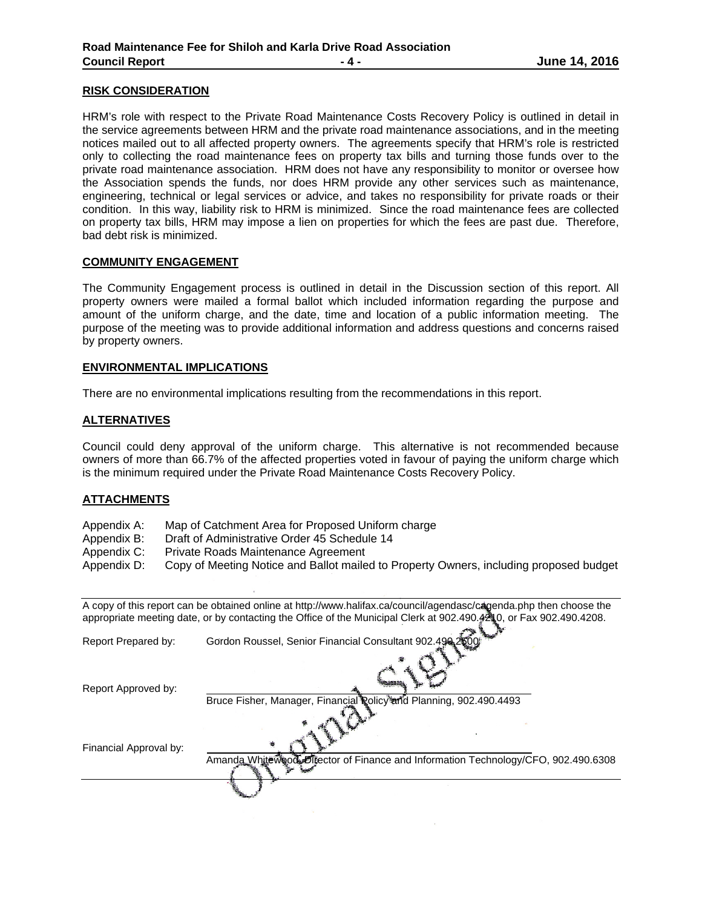## RISK CONSIDERATION

HRM's role with respect to the Private Road Maintenance Costs Recovery Policy is outlined in detail in the service agreements between HRM and the private road maintenance associations, and in the meeting notices mailed out to all affected property owners. The agreements specify that HRM's role is restricted only to collecting the road maintenance fees on property tax bills and turning those funds over to the private road maintenance association. HRM does not have any responsibility to monitor or oversee how the Association spends the funds, nor does HRM provide any other services such as maintenance, engineering, technical or legal services or advice, and takes no responsibility for private roads or their condition. In this way, liability risk to HRM is minimized. Since the road maintenance fees are collected on property tax bills, HRM may impose a lien on properties for which the fees are past due. Therefore, bad debt risk is minimized.

## COMMUNITY ENGAGEMENT

The Community Engagement process is outlined in detail in the Discussion section of this report. All property owners were mailed a formal ballot which included information regarding the purpose and amount of the uniform charge, and the date, time and location of a public information meeting. The purpose of the meeting was to provide additional information and address questions and concerns raised by property owners.

## ENVIRONMENTAL IMPLICATIONS

There are no environmental implications resulting from the recommendations in this report.

## ALTERNATIVES

Council could deny approval of the uniform charge. This alternative is not recommended because owners of more than 66.7% of the affected properties voted in favour of paying the uniform charge which is the minimum required under the Private Road Maintenance Costs Recovery Policy.

## ATTACHMENTS

Appendix A: Map of Catchment Area for Proposed Uniform charge
Appendix B: Draft of Administrative Order 45 Schedule 14
Appendix C: Private Roads Maintenance Agreement
Appendix D: Copy of Meeting Notice and Ballot mailed to Property Owners, including proposed budget

---

A copy of this report can be obtained online at http://www.halifax.ca/council/agendasc/cagenda.php then choose the appropriate meeting date, or by contacting the Office of the Municipal Clerk at 902.490.4210, or Fax 902.490.4208.

Report Prepared by: Gordon Roussel, Senior Financial Consultant 902.490.2500

Report Approved by: Bruce Fisher, Manager, Financial Policy and Planning, 902.490.4493

Financial Approval by: Amanda Whitewood, Director of Finance and Information Technology/CFO, 902.490.6308

Original Signed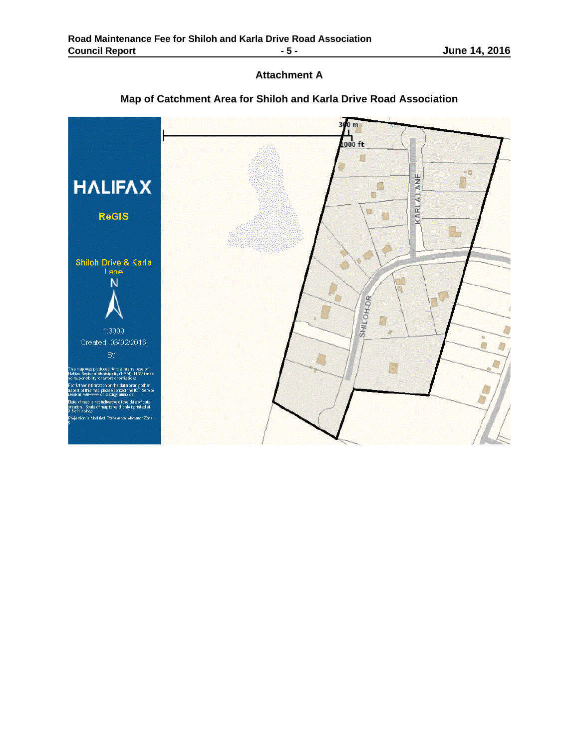**Attachment A**

**Map of Catchment Area for Shiloh and Karla Drive Road Association**

HALIFAX

ReGIS

Shiloh Drive & Karla Lane

N

1:3000

Created: 03/02/2016

By:

This map was produced for the internal use of Halifax Regional Municipality (HRM). HRM takes no responsibility for errors or omissions.

For further information on the data or any other aspect of this map please contact the ICT Service Desk at 490-4444 or ictsd@halifax.ca.

Date of map is not indicative of the date of data creation. Scale of map is valid only if printed at 8.5x11 inches.

Projection is Modified Transverse Mercator Zone 5.

300 m

1000 ft

KARLA LANE

SHILOH DR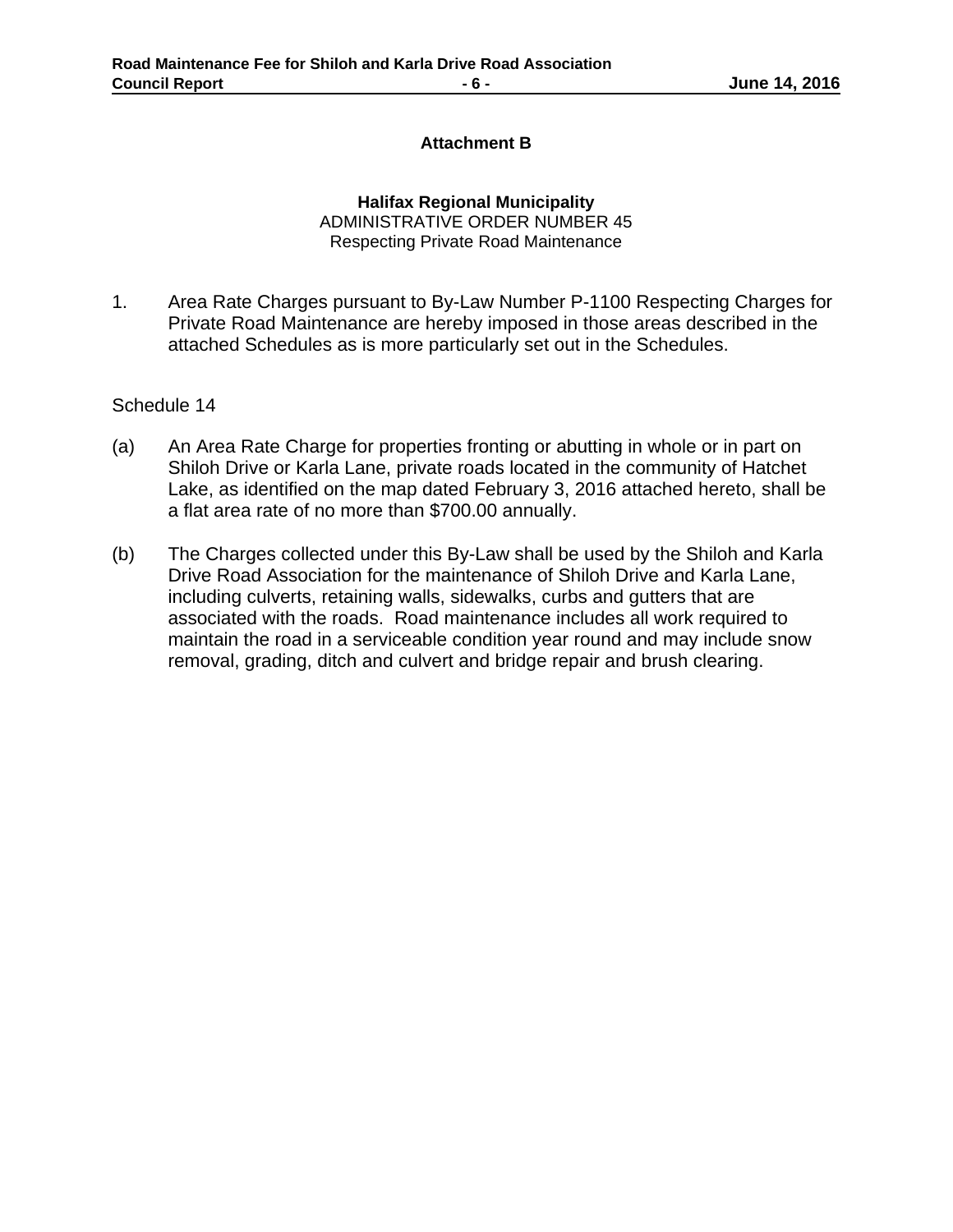**Attachment B**

**Halifax Regional Municipality**
ADMINISTRATIVE ORDER NUMBER 45
Respecting Private Road Maintenance

1. Area Rate Charges pursuant to By-Law Number P-1100 Respecting Charges for Private Road Maintenance are hereby imposed in those areas described in the attached Schedules as is more particularly set out in the Schedules.

Schedule 14

(a) An Area Rate Charge for properties fronting or abutting in whole or in part on Shiloh Drive or Karla Lane, private roads located in the community of Hatchet Lake, as identified on the map dated February 3, 2016 attached hereto, shall be a flat area rate of no more than $700.00 annually.

(b) The Charges collected under this By-Law shall be used by the Shiloh and Karla Drive Road Association for the maintenance of Shiloh Drive and Karla Lane, including culverts, retaining walls, sidewalks, curbs and gutters that are associated with the roads. Road maintenance includes all work required to maintain the road in a serviceable condition year round and may include snow removal, grading, ditch and culvert and bridge repair and brush clearing.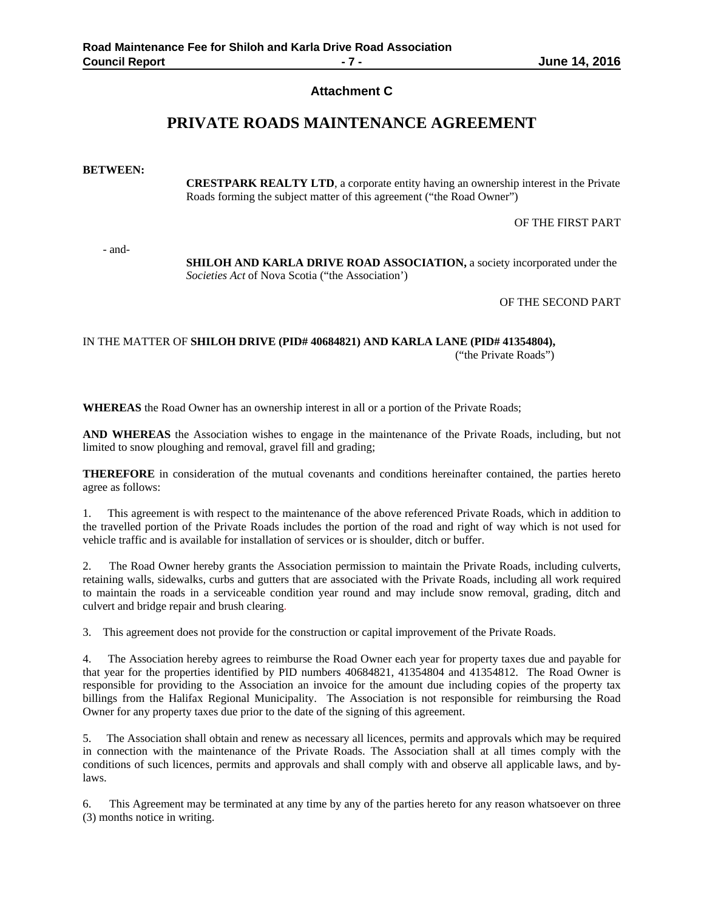### Attachment C

# PRIVATE ROADS MAINTENANCE AGREEMENT

**BETWEEN:**

**CRESTPARK REALTY LTD**, a corporate entity having an ownership interest in the Private Roads forming the subject matter of this agreement ("the Road Owner")

OF THE FIRST PART

\- and-

**SHILOH AND KARLA DRIVE ROAD ASSOCIATION,** a society incorporated under the *Societies Act* of Nova Scotia ("the Association')

OF THE SECOND PART

IN THE MATTER OF **SHILOH DRIVE (PID# 40684821) AND KARLA LANE (PID# 41354804),** ("the Private Roads")

**WHEREAS** the Road Owner has an ownership interest in all or a portion of the Private Roads;

**AND WHEREAS** the Association wishes to engage in the maintenance of the Private Roads, including, but not limited to snow ploughing and removal, gravel fill and grading;

**THEREFORE** in consideration of the mutual covenants and conditions hereinafter contained, the parties hereto agree as follows:

1. This agreement is with respect to the maintenance of the above referenced Private Roads, which in addition to the travelled portion of the Private Roads includes the portion of the road and right of way which is not used for vehicle traffic and is available for installation of services or is shoulder, ditch or buffer.

2. The Road Owner hereby grants the Association permission to maintain the Private Roads, including culverts, retaining walls, sidewalks, curbs and gutters that are associated with the Private Roads, including all work required to maintain the roads in a serviceable condition year round and may include snow removal, grading, ditch and culvert and bridge repair and brush clearing.

3. This agreement does not provide for the construction or capital improvement of the Private Roads.

4. The Association hereby agrees to reimburse the Road Owner each year for property taxes due and payable for that year for the properties identified by PID numbers 40684821, 41354804 and 41354812. The Road Owner is responsible for providing to the Association an invoice for the amount due including copies of the property tax billings from the Halifax Regional Municipality. The Association is not responsible for reimbursing the Road Owner for any property taxes due prior to the date of the signing of this agreement.

5. The Association shall obtain and renew as necessary all licences, permits and approvals which may be required in connection with the maintenance of the Private Roads. The Association shall at all times comply with the conditions of such licences, permits and approvals and shall comply with and observe all applicable laws, and by-laws.

6. This Agreement may be terminated at any time by any of the parties hereto for any reason whatsoever on three (3) months notice in writing.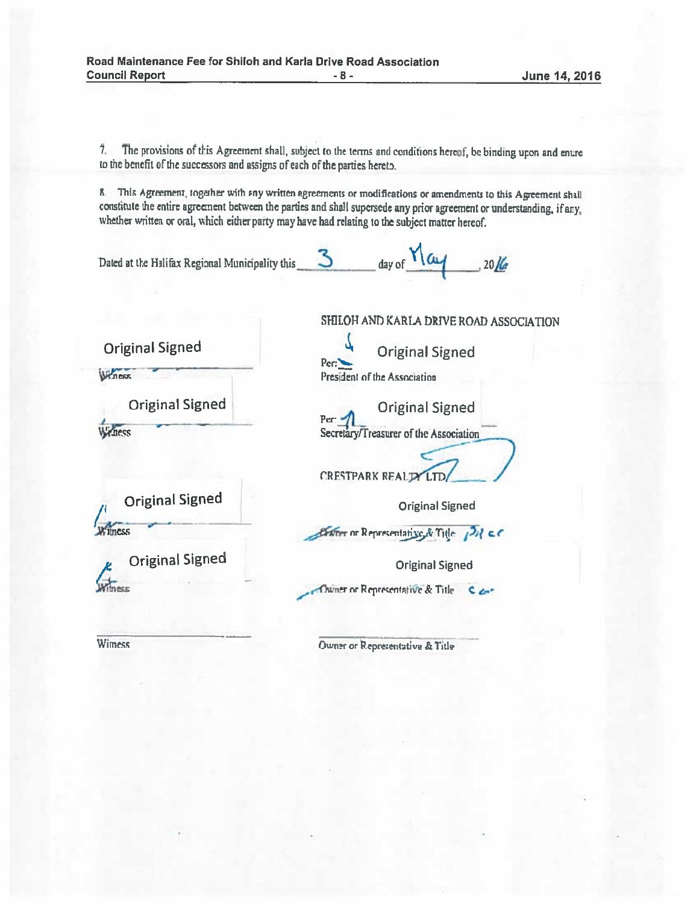7. The provisions of this Agreement shall, subject to the terms and conditions hereof, be binding upon and enure to the benefit of the successors and assigns of each of the parties hereto.

8. This Agreement, together with any written agreements or modifications or amendments to this Agreement shall constitute the entire agreement between the parties and shall supersede any prior agreement or understanding, if any, whether written or oral, which either party may have had relating to the subject matter hereof.

Dated at the Halifax Regional Municipality this 3 day of May, 2016

SHILOH AND KARLA DRIVE ROAD ASSOCIATION

| | |
|---|---|
| Original Signed | Original Signed |
| Witness | Per: President of the Association |
| Original Signed | Original Signed |
| Witness | Per: Secretary/Treasurer of the Association |

CRESTPARK REALTY LTD

| | |
|---|---|
| Original Signed | Original Signed |
| Witness | Owner or Representative & Title Pres |
| Original Signed | Original Signed |
| Witness | Owner or Representative & Title Sec |
| | |
| Witness | Owner or Representative & Title |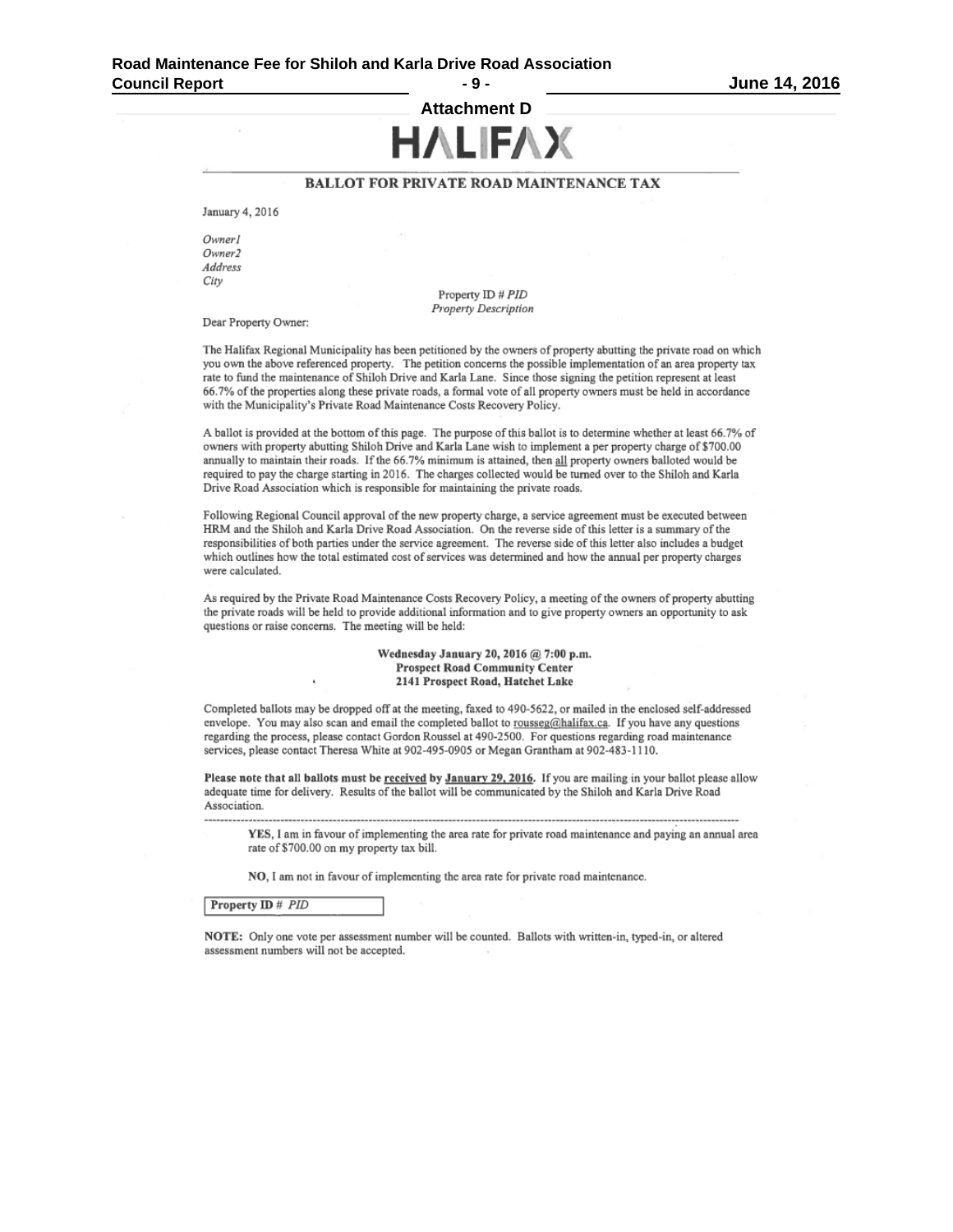**Attachment D**

**HALIFAX**

## BALLOT FOR PRIVATE ROAD MAINTENANCE TAX

January 4, 2016

*Owner1*
*Owner2*
*Address*
*City*

Property ID # *PID*
*Property Description*

Dear Property Owner:

The Halifax Regional Municipality has been petitioned by the owners of property abutting the private road on which you own the above referenced property. The petition concerns the possible implementation of an area property tax rate to fund the maintenance of Shiloh Drive and Karla Lane. Since those signing the petition represent at least 66.7% of the properties along these private roads, a formal vote of all property owners must be held in accordance with the Municipality's Private Road Maintenance Costs Recovery Policy.

A ballot is provided at the bottom of this page. The purpose of this ballot is to determine whether at least 66.7% of owners with property abutting Shiloh Drive and Karla Lane wish to implement a per property charge of $700.00 annually to maintain their roads. If the 66.7% minimum is attained, then <u>all</u> property owners balloted would be required to pay the charge starting in 2016. The charges collected would be turned over to the Shiloh and Karla Drive Road Association which is responsible for maintaining the private roads.

Following Regional Council approval of the new property charge, a service agreement must be executed between HRM and the Shiloh and Karla Drive Road Association. On the reverse side of this letter is a summary of the responsibilities of both parties under the service agreement. The reverse side of this letter also includes a budget which outlines how the total estimated cost of services was determined and how the annual per property charges were calculated.

As required by the Private Road Maintenance Costs Recovery Policy, a meeting of the owners of property abutting the private roads will be held to provide additional information and to give property owners an opportunity to ask questions or raise concerns. The meeting will be held:

**Wednesday January 20, 2016 @ 7:00 p.m.**
**Prospect Road Community Center**
**2141 Prospect Road, Hatchet Lake**

Completed ballots may be dropped off at the meeting, faxed to 490-5622, or mailed in the enclosed self-addressed envelope. You may also scan and email the completed ballot to rousseg@halifax.ca. If you have any questions regarding the process, please contact Gordon Roussel at 490-2500. For questions regarding road maintenance services, please contact Theresa White at 902-495-0905 or Megan Grantham at 902-483-1110.

**Please note that all ballots must be <u>received</u> by <u>January 29, 2016</u>.** If you are mailing in your ballot please allow adequate time for delivery. Results of the ballot will be communicated by the Shiloh and Karla Drive Road Association.

---

**YES**, I am in favour of implementing the area rate for private road maintenance and paying an annual area rate of $700.00 on my property tax bill.

**NO**, I am not in favour of implementing the area rate for private road maintenance.

| **Property ID #** *PID* |
|---|

**NOTE:** Only one vote per assessment number will be counted. Ballots with written-in, typed-in, or altered assessment numbers will not be accepted.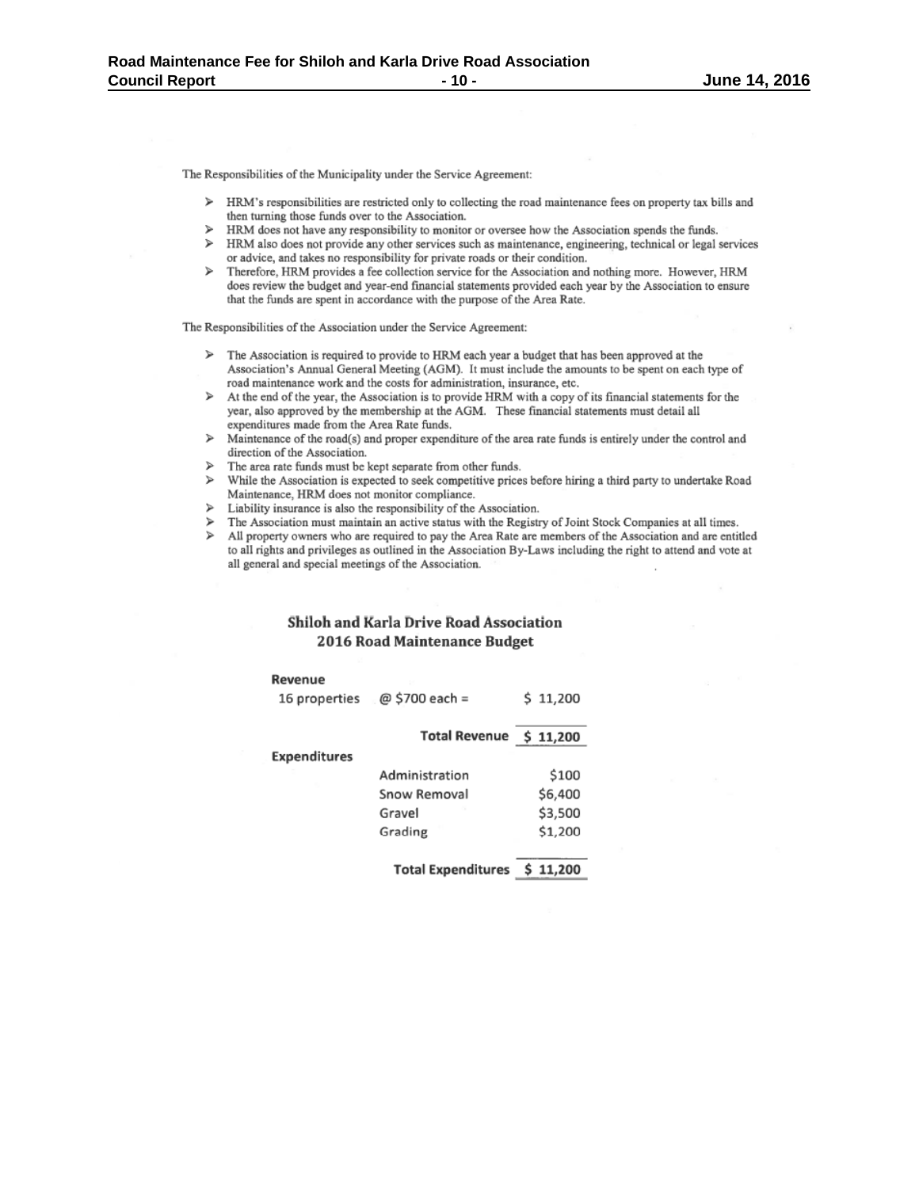The Responsibilities of the Municipality under the Service Agreement:

- HRM's responsibilities are restricted only to collecting the road maintenance fees on property tax bills and then turning those funds over to the Association.
- HRM does not have any responsibility to monitor or oversee how the Association spends the funds.
- HRM also does not provide any other services such as maintenance, engineering, technical or legal services or advice, and takes no responsibility for private roads or their condition.
- Therefore, HRM provides a fee collection service for the Association and nothing more. However, HRM does review the budget and year-end financial statements provided each year by the Association to ensure that the funds are spent in accordance with the purpose of the Area Rate.

The Responsibilities of the Association under the Service Agreement:

- The Association is required to provide to HRM each year a budget that has been approved at the Association's Annual General Meeting (AGM). It must include the amounts to be spent on each type of road maintenance work and the costs for administration, insurance, etc.
- At the end of the year, the Association is to provide HRM with a copy of its financial statements for the year, also approved by the membership at the AGM. These financial statements must detail all expenditures made from the Area Rate funds.
- Maintenance of the road(s) and proper expenditure of the area rate funds is entirely under the control and direction of the Association.
- The area rate funds must be kept separate from other funds.
- While the Association is expected to seek competitive prices before hiring a third party to undertake Road Maintenance, HRM does not monitor compliance.
- Liability insurance is also the responsibility of the Association.
- The Association must maintain an active status with the Registry of Joint Stock Companies at all times.
- All property owners who are required to pay the Area Rate are members of the Association and are entitled to all rights and privileges as outlined in the Association By-Laws including the right to attend and vote at all general and special meetings of the Association.

## Shiloh and Karla Drive Road Association
## 2016 Road Maintenance Budget

| | | |
|---|---|---|
| **Revenue** | | |
| 16 properties | @ $700 each = | $ 11,200 |
| | **Total Revenue** | **$ 11,200** |
| **Expenditures** | | |
| | Administration | $100 |
| | Snow Removal | $6,400 |
| | Gravel | $3,500 |
| | Grading | $1,200 |
| | **Total Expenditures** | **$ 11,200** |